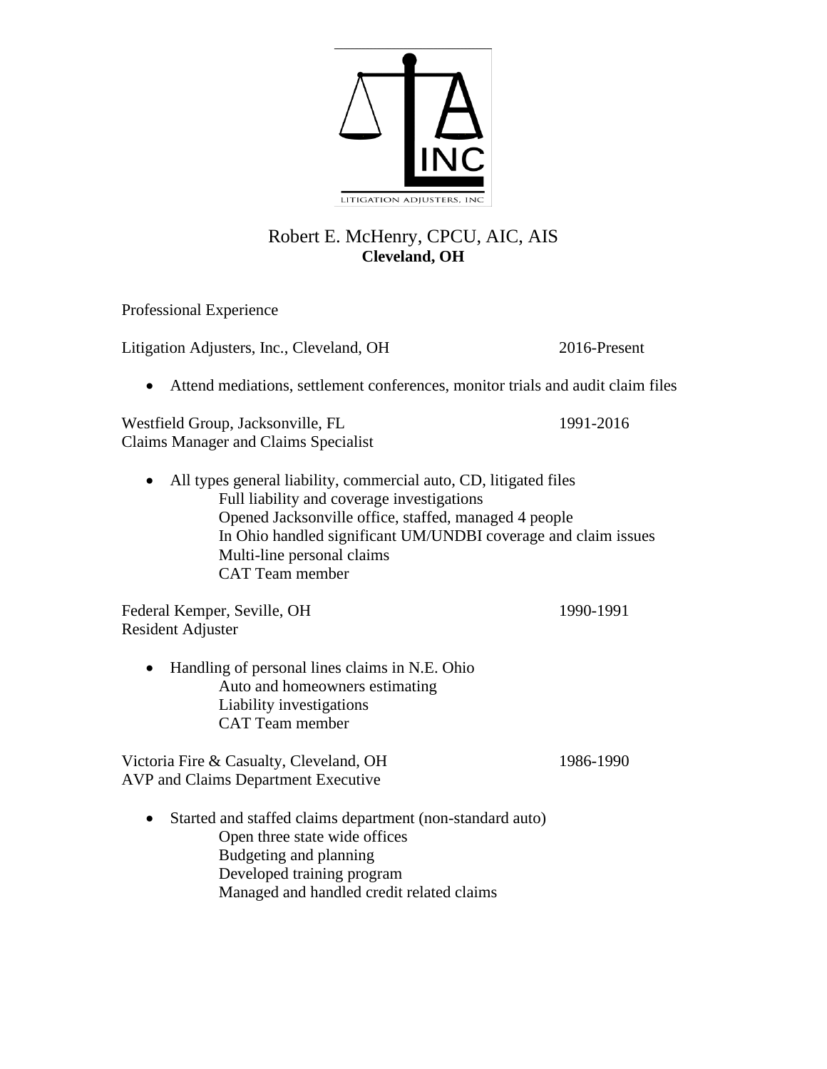LITIGATION ADJUSTERS, INC

# Robert E. McHenry, CPCU, AIC, AIS

**Cleveland, OH**

## Professional Experience

Litigation Adjusters, Inc., Cleveland, OH — 2016-Present

- Attend mediations, settlement conferences, monitor trials and audit claim files

Westfield Group, Jacksonville, FL — 1991-2016
Claims Manager and Claims Specialist

- All types general liability, commercial auto, CD, litigated files
  - Full liability and coverage investigations
  - Opened Jacksonville office, staffed, managed 4 people
  - In Ohio handled significant UM/UNDBI coverage and claim issues
  - Multi-line personal claims
  - CAT Team member

Federal Kemper, Seville, OH — 1990-1991
Resident Adjuster

- Handling of personal lines claims in N.E. Ohio
  - Auto and homeowners estimating
  - Liability investigations
  - CAT Team member

Victoria Fire & Casualty, Cleveland, OH — 1986-1990
AVP and Claims Department Executive

- Started and staffed claims department (non-standard auto)
  - Open three state wide offices
  - Budgeting and planning
  - Developed training program
  - Managed and handled credit related claims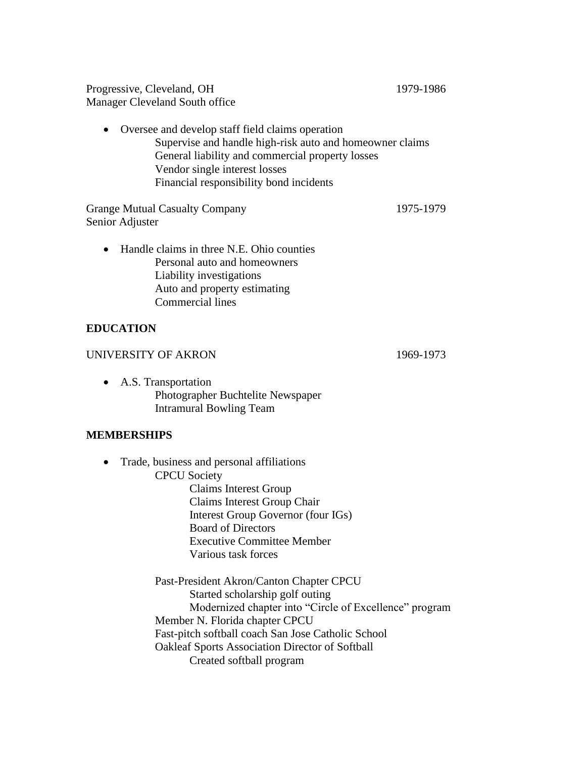Progressive, Cleveland, OH 1979-1986
Manager Cleveland South office

- Oversee and develop staff field claims operation
  - Supervise and handle high-risk auto and homeowner claims
  - General liability and commercial property losses
  - Vendor single interest losses
  - Financial responsibility bond incidents

Grange Mutual Casualty Company 1975-1979
Senior Adjuster

- Handle claims in three N.E. Ohio counties
  - Personal auto and homeowners
  - Liability investigations
  - Auto and property estimating
  - Commercial lines

## EDUCATION

UNIVERSITY OF AKRON 1969-1973

- A.S. Transportation
  - Photographer Buchtelite Newspaper
  - Intramural Bowling Team

## MEMBERSHIPS

- Trade, business and personal affiliations
  - CPCU Society
    - Claims Interest Group
    - Claims Interest Group Chair
    - Interest Group Governor (four IGs)
    - Board of Directors
    - Executive Committee Member
    - Various task forces
  - Past-President Akron/Canton Chapter CPCU
    - Started scholarship golf outing
    - Modernized chapter into "Circle of Excellence" program
  - Member N. Florida chapter CPCU
  - Fast-pitch softball coach San Jose Catholic School
  - Oakleaf Sports Association Director of Softball
    - Created softball program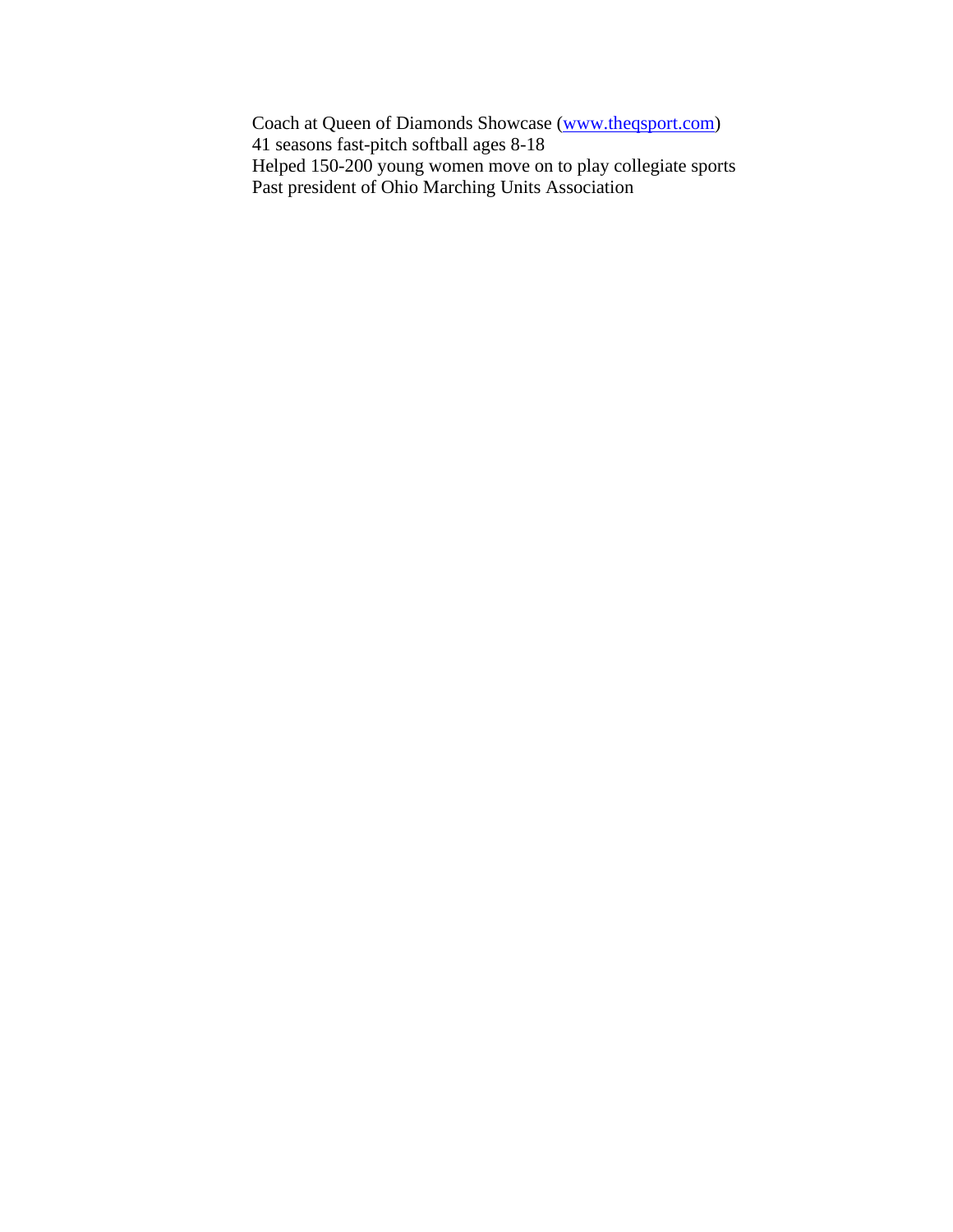Coach at Queen of Diamonds Showcase ([www.theqsport.com](http://www.theqsport.com))
41 seasons fast-pitch softball ages 8-18
Helped 150-200 young women move on to play collegiate sports
Past president of Ohio Marching Units Association